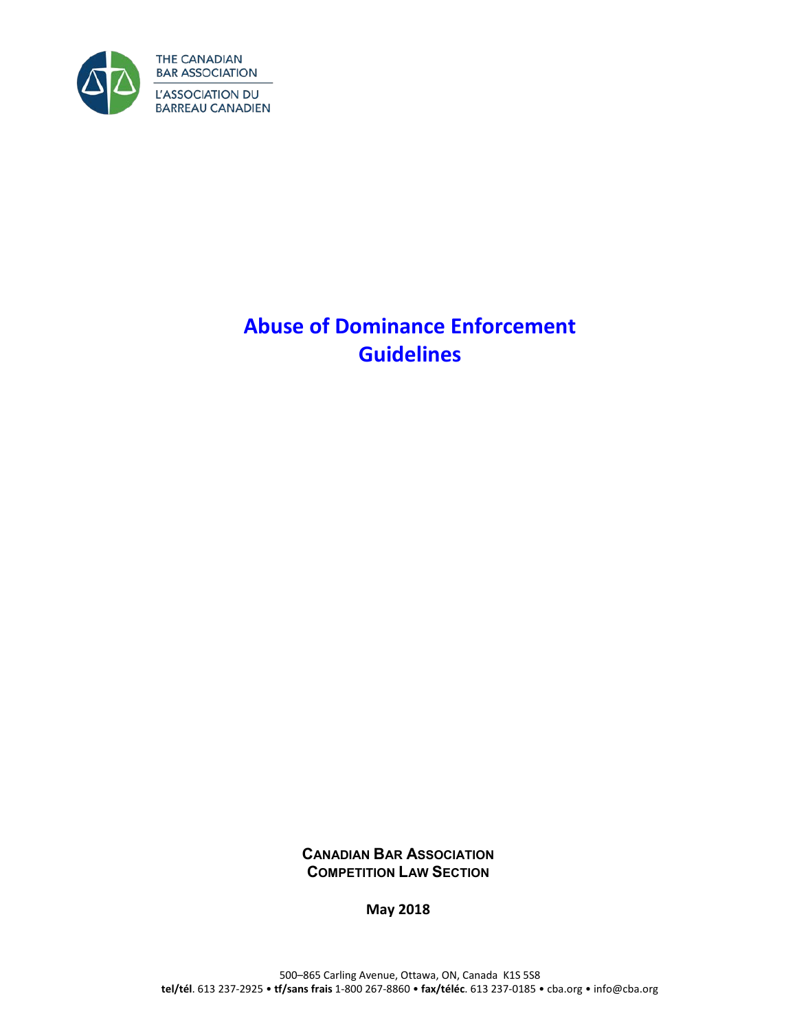THE CANADIAN BAR ASSOCIATION
L'ASSOCIATION DU BARREAU CANADIEN

# Abuse of Dominance Enforcement Guidelines

**CANADIAN BAR ASSOCIATION**
**COMPETITION LAW SECTION**

**May 2018**

500–865 Carling Avenue, Ottawa, ON, Canada K1S 5S8
**tel/tél**. 613 237-2925 • **tf/sans frais** 1-800 267-8860 • **fax/téléc**. 613 237-0185 • cba.org • info@cba.org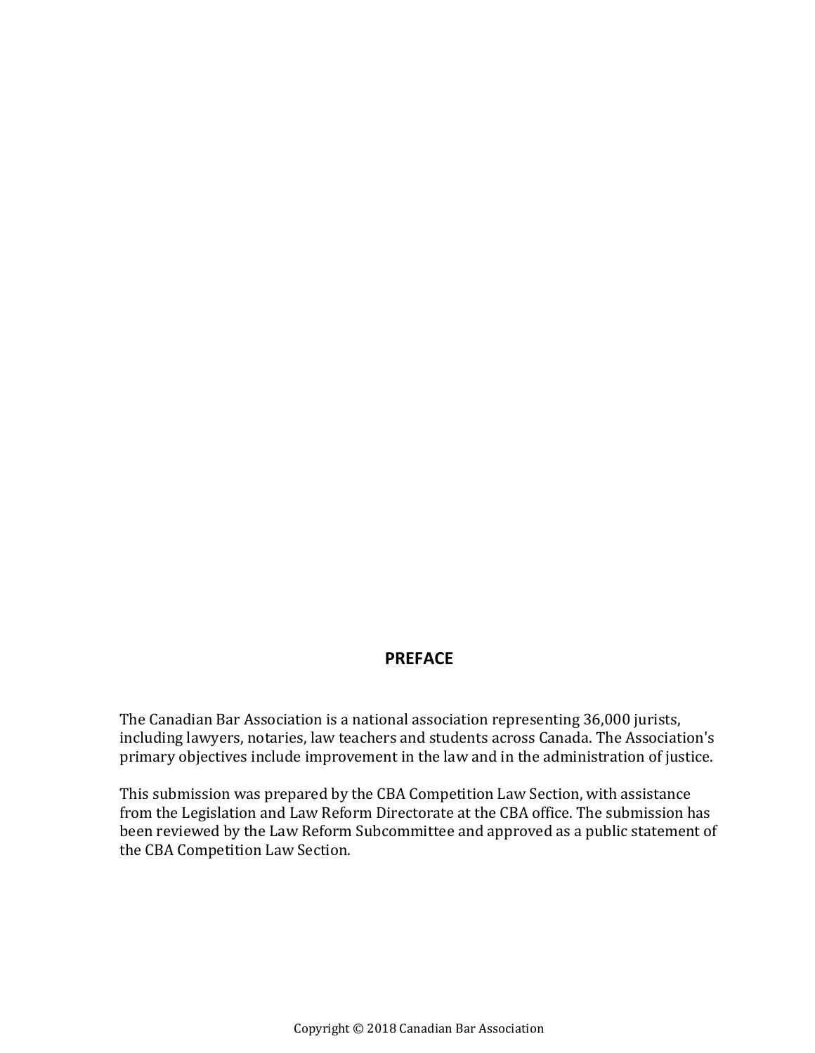## PREFACE

The Canadian Bar Association is a national association representing 36,000 jurists, including lawyers, notaries, law teachers and students across Canada. The Association's primary objectives include improvement in the law and in the administration of justice.

This submission was prepared by the CBA Competition Law Section, with assistance from the Legislation and Law Reform Directorate at the CBA office. The submission has been reviewed by the Law Reform Subcommittee and approved as a public statement of the CBA Competition Law Section.

Copyright © 2018 Canadian Bar Association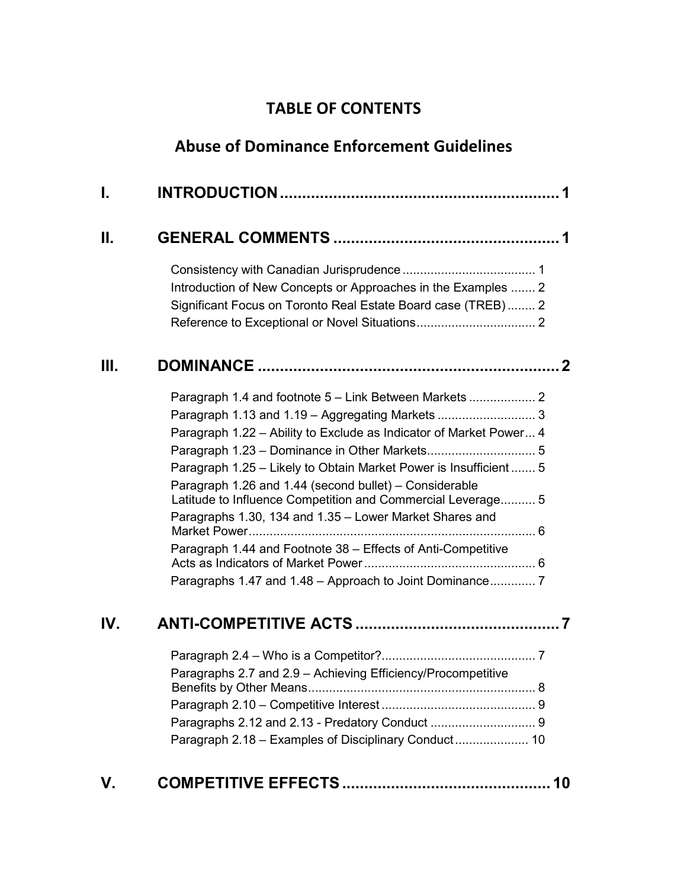# TABLE OF CONTENTS

## Abuse of Dominance Enforcement Guidelines

**I. INTRODUCTION** .................................................. 1

**II. GENERAL COMMENTS** .................................................. 1

- Consistency with Canadian Jurisprudence .................................... 1
- Introduction of New Concepts or Approaches in the Examples ....... 2
- Significant Focus on Toronto Real Estate Board case (TREB) ........ 2
- Reference to Exceptional or Novel Situations .................................. 2

**III. DOMINANCE** .................................................. 2

- Paragraph 1.4 and footnote 5 – Link Between Markets ................... 2
- Paragraph 1.13 and 1.19 – Aggregating Markets ............................ 3
- Paragraph 1.22 – Ability to Exclude as Indicator of Market Power... 4
- Paragraph 1.23 – Dominance in Other Markets............................... 5
- Paragraph 1.25 – Likely to Obtain Market Power is Insufficient ....... 5
- Paragraph 1.26 and 1.44 (second bullet) – Considerable Latitude to Influence Competition and Commercial Leverage.......... 5
- Paragraphs 1.30, 134 and 1.35 – Lower Market Shares and Market Power.................................................................................. 6
- Paragraph 1.44 and Footnote 38 – Effects of Anti-Competitive Acts as Indicators of Market Power ................................................ 6
- Paragraphs 1.47 and 1.48 – Approach to Joint Dominance............. 7

**IV. ANTI-COMPETITIVE ACTS** .................................................. 7

- Paragraph 2.4 – Who is a Competitor?............................................ 7
- Paragraphs 2.7 and 2.9 – Achieving Efficiency/Procompetitive Benefits by Other Means................................................................. 8
- Paragraph 2.10 – Competitive Interest ............................................ 9
- Paragraphs 2.12 and 2.13 - Predatory Conduct .............................. 9
- Paragraph 2.18 – Examples of Disciplinary Conduct ..................... 10

**V. COMPETITIVE EFFECTS** .................................................. 10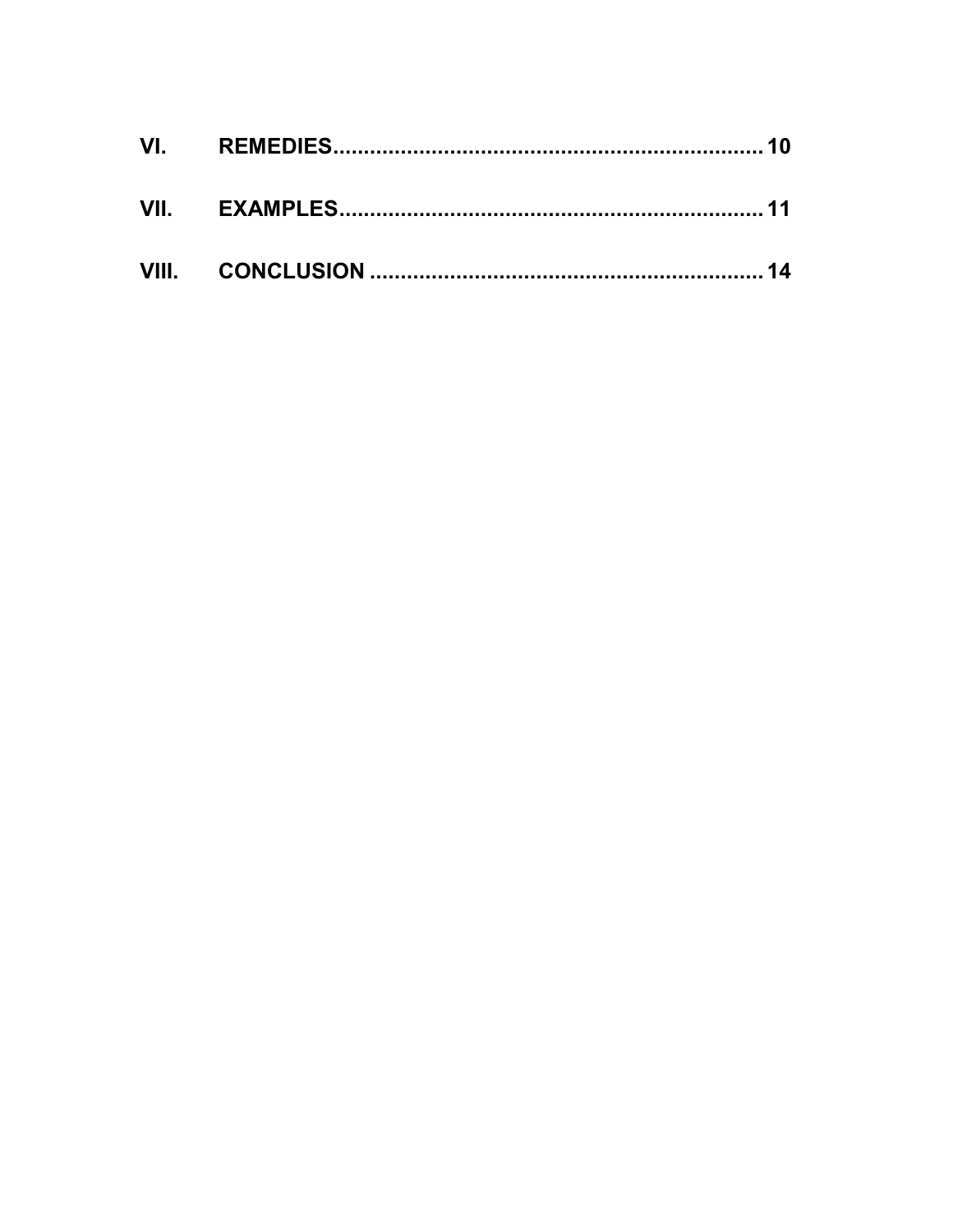**VI. REMEDIES.................................................................... 10**

**VII. EXAMPLES................................................................... 11**

**VIII. CONCLUSION .............................................................. 14**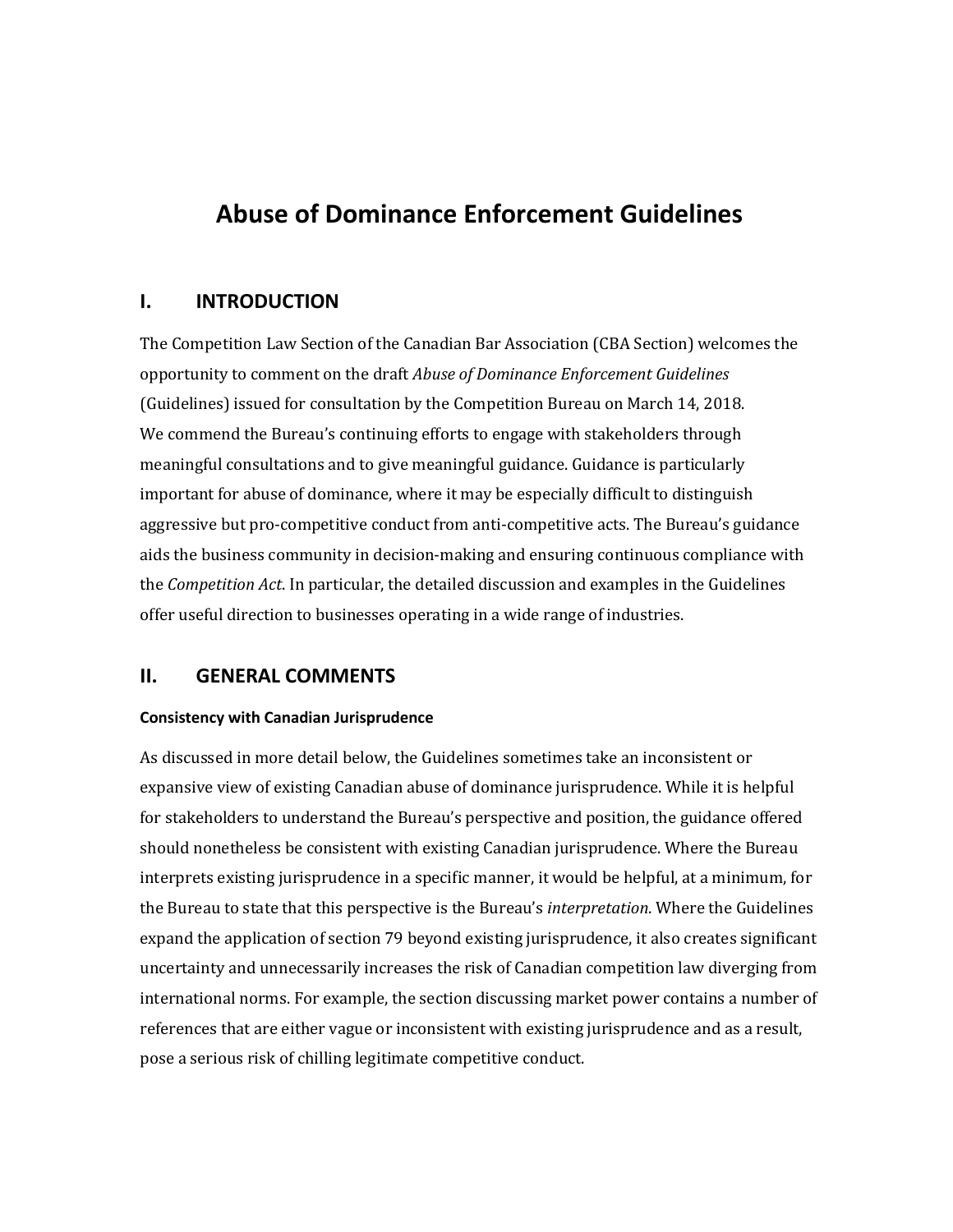# Abuse of Dominance Enforcement Guidelines

## I. INTRODUCTION

The Competition Law Section of the Canadian Bar Association (CBA Section) welcomes the opportunity to comment on the draft *Abuse of Dominance Enforcement Guidelines* (Guidelines) issued for consultation by the Competition Bureau on March 14, 2018. We commend the Bureau's continuing efforts to engage with stakeholders through meaningful consultations and to give meaningful guidance. Guidance is particularly important for abuse of dominance, where it may be especially difficult to distinguish aggressive but pro-competitive conduct from anti-competitive acts. The Bureau's guidance aids the business community in decision-making and ensuring continuous compliance with the *Competition Act*. In particular, the detailed discussion and examples in the Guidelines offer useful direction to businesses operating in a wide range of industries.

## II. GENERAL COMMENTS

#### Consistency with Canadian Jurisprudence

As discussed in more detail below, the Guidelines sometimes take an inconsistent or expansive view of existing Canadian abuse of dominance jurisprudence. While it is helpful for stakeholders to understand the Bureau's perspective and position, the guidance offered should nonetheless be consistent with existing Canadian jurisprudence. Where the Bureau interprets existing jurisprudence in a specific manner, it would be helpful, at a minimum, for the Bureau to state that this perspective is the Bureau's *interpretation*. Where the Guidelines expand the application of section 79 beyond existing jurisprudence, it also creates significant uncertainty and unnecessarily increases the risk of Canadian competition law diverging from international norms. For example, the section discussing market power contains a number of references that are either vague or inconsistent with existing jurisprudence and as a result, pose a serious risk of chilling legitimate competitive conduct.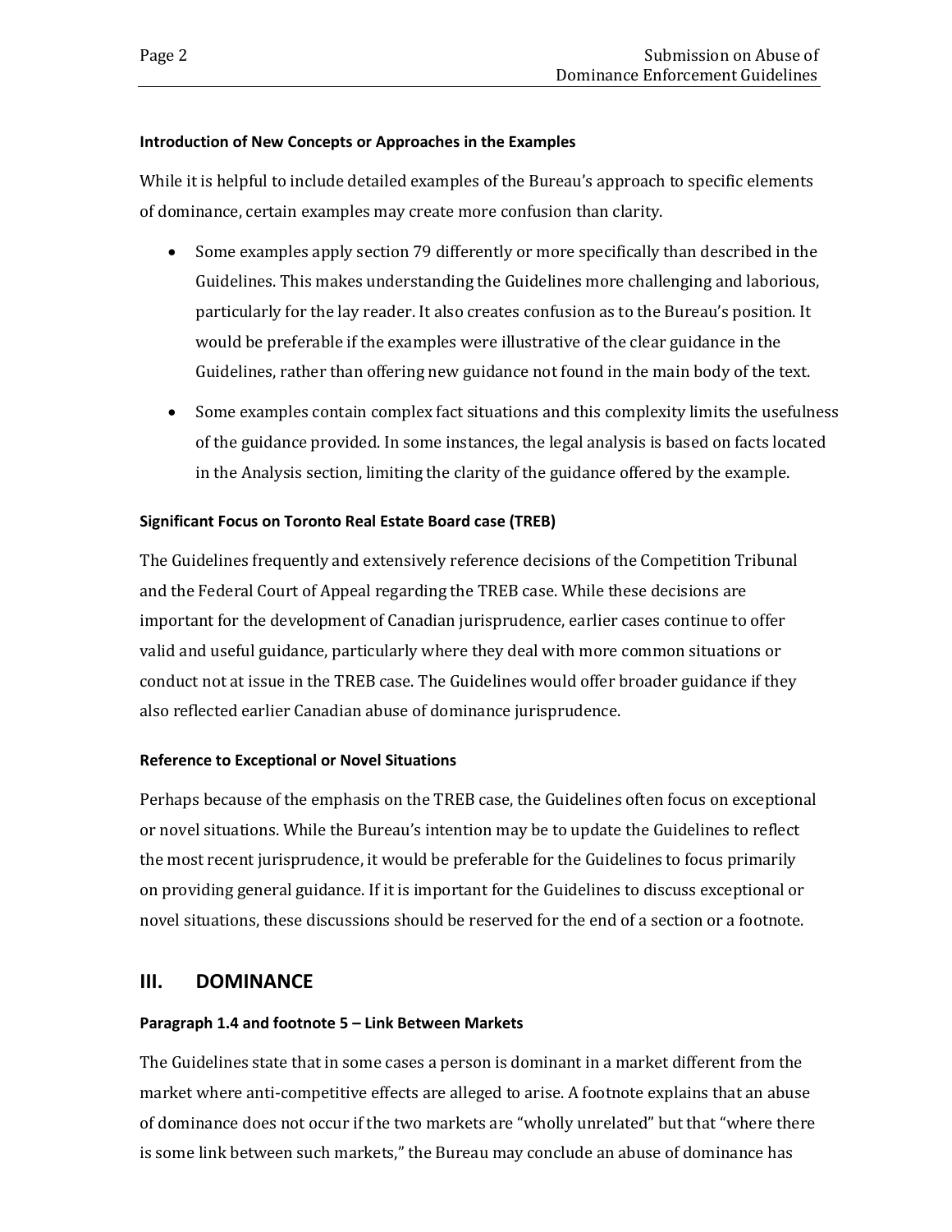#### Introduction of New Concepts or Approaches in the Examples

While it is helpful to include detailed examples of the Bureau's approach to specific elements of dominance, certain examples may create more confusion than clarity.

- Some examples apply section 79 differently or more specifically than described in the Guidelines. This makes understanding the Guidelines more challenging and laborious, particularly for the lay reader. It also creates confusion as to the Bureau's position. It would be preferable if the examples were illustrative of the clear guidance in the Guidelines, rather than offering new guidance not found in the main body of the text.
- Some examples contain complex fact situations and this complexity limits the usefulness of the guidance provided. In some instances, the legal analysis is based on facts located in the Analysis section, limiting the clarity of the guidance offered by the example.

#### Significant Focus on Toronto Real Estate Board case (TREB)

The Guidelines frequently and extensively reference decisions of the Competition Tribunal and the Federal Court of Appeal regarding the TREB case. While these decisions are important for the development of Canadian jurisprudence, earlier cases continue to offer valid and useful guidance, particularly where they deal with more common situations or conduct not at issue in the TREB case. The Guidelines would offer broader guidance if they also reflected earlier Canadian abuse of dominance jurisprudence.

#### Reference to Exceptional or Novel Situations

Perhaps because of the emphasis on the TREB case, the Guidelines often focus on exceptional or novel situations. While the Bureau's intention may be to update the Guidelines to reflect the most recent jurisprudence, it would be preferable for the Guidelines to focus primarily on providing general guidance. If it is important for the Guidelines to discuss exceptional or novel situations, these discussions should be reserved for the end of a section or a footnote.

## III. DOMINANCE

#### Paragraph 1.4 and footnote 5 – Link Between Markets

The Guidelines state that in some cases a person is dominant in a market different from the market where anti-competitive effects are alleged to arise. A footnote explains that an abuse of dominance does not occur if the two markets are "wholly unrelated" but that "where there is some link between such markets," the Bureau may conclude an abuse of dominance has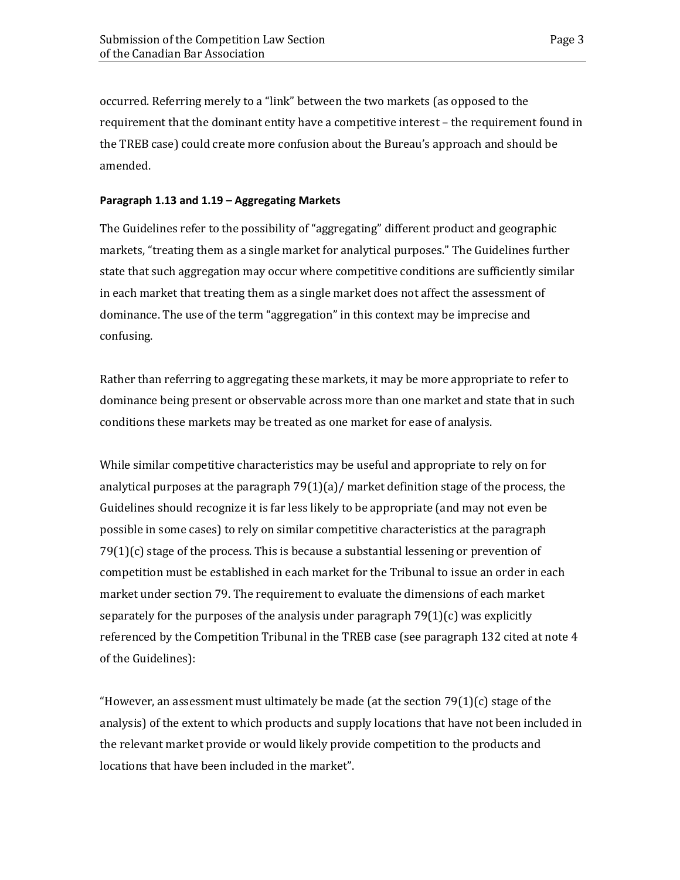occurred. Referring merely to a "link" between the two markets (as opposed to the requirement that the dominant entity have a competitive interest – the requirement found in the TREB case) could create more confusion about the Bureau's approach and should be amended.

**Paragraph 1.13 and 1.19 – Aggregating Markets**

The Guidelines refer to the possibility of "aggregating" different product and geographic markets, "treating them as a single market for analytical purposes." The Guidelines further state that such aggregation may occur where competitive conditions are sufficiently similar in each market that treating them as a single market does not affect the assessment of dominance. The use of the term "aggregation" in this context may be imprecise and confusing.

Rather than referring to aggregating these markets, it may be more appropriate to refer to dominance being present or observable across more than one market and state that in such conditions these markets may be treated as one market for ease of analysis.

While similar competitive characteristics may be useful and appropriate to rely on for analytical purposes at the paragraph 79(1)(a)/ market definition stage of the process, the Guidelines should recognize it is far less likely to be appropriate (and may not even be possible in some cases) to rely on similar competitive characteristics at the paragraph 79(1)(c) stage of the process. This is because a substantial lessening or prevention of competition must be established in each market for the Tribunal to issue an order in each market under section 79. The requirement to evaluate the dimensions of each market separately for the purposes of the analysis under paragraph 79(1)(c) was explicitly referenced by the Competition Tribunal in the TREB case (see paragraph 132 cited at note 4 of the Guidelines):

"However, an assessment must ultimately be made (at the section 79(1)(c) stage of the analysis) of the extent to which products and supply locations that have not been included in the relevant market provide or would likely provide competition to the products and locations that have been included in the market".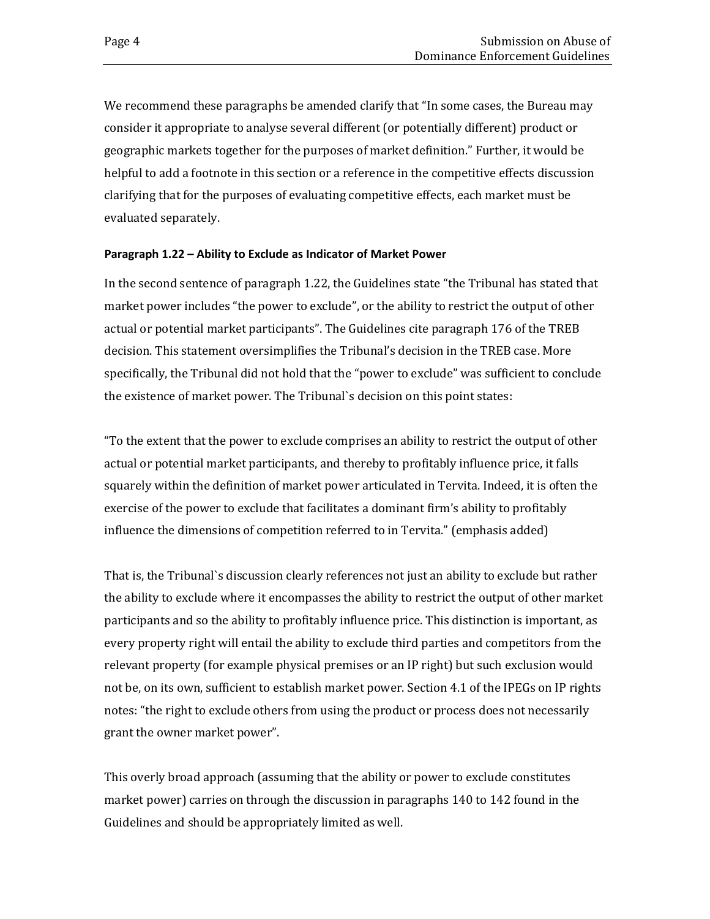We recommend these paragraphs be amended clarify that "In some cases, the Bureau may consider it appropriate to analyse several different (or potentially different) product or geographic markets together for the purposes of market definition." Further, it would be helpful to add a footnote in this section or a reference in the competitive effects discussion clarifying that for the purposes of evaluating competitive effects, each market must be evaluated separately.

#### Paragraph 1.22 – Ability to Exclude as Indicator of Market Power

In the second sentence of paragraph 1.22, the Guidelines state "the Tribunal has stated that market power includes "the power to exclude", or the ability to restrict the output of other actual or potential market participants". The Guidelines cite paragraph 176 of the TREB decision. This statement oversimplifies the Tribunal's decision in the TREB case. More specifically, the Tribunal did not hold that the "power to exclude" was sufficient to conclude the existence of market power. The Tribunal`s decision on this point states:

"To the extent that the power to exclude comprises an ability to restrict the output of other actual or potential market participants, and thereby to profitably influence price, it falls squarely within the definition of market power articulated in Tervita. Indeed, it is often the exercise of the power to exclude that facilitates a dominant firm's ability to profitably influence the dimensions of competition referred to in Tervita." (emphasis added)

That is, the Tribunal`s discussion clearly references not just an ability to exclude but rather the ability to exclude where it encompasses the ability to restrict the output of other market participants and so the ability to profitably influence price. This distinction is important, as every property right will entail the ability to exclude third parties and competitors from the relevant property (for example physical premises or an IP right) but such exclusion would not be, on its own, sufficient to establish market power. Section 4.1 of the IPEGs on IP rights notes: "the right to exclude others from using the product or process does not necessarily grant the owner market power".

This overly broad approach (assuming that the ability or power to exclude constitutes market power) carries on through the discussion in paragraphs 140 to 142 found in the Guidelines and should be appropriately limited as well.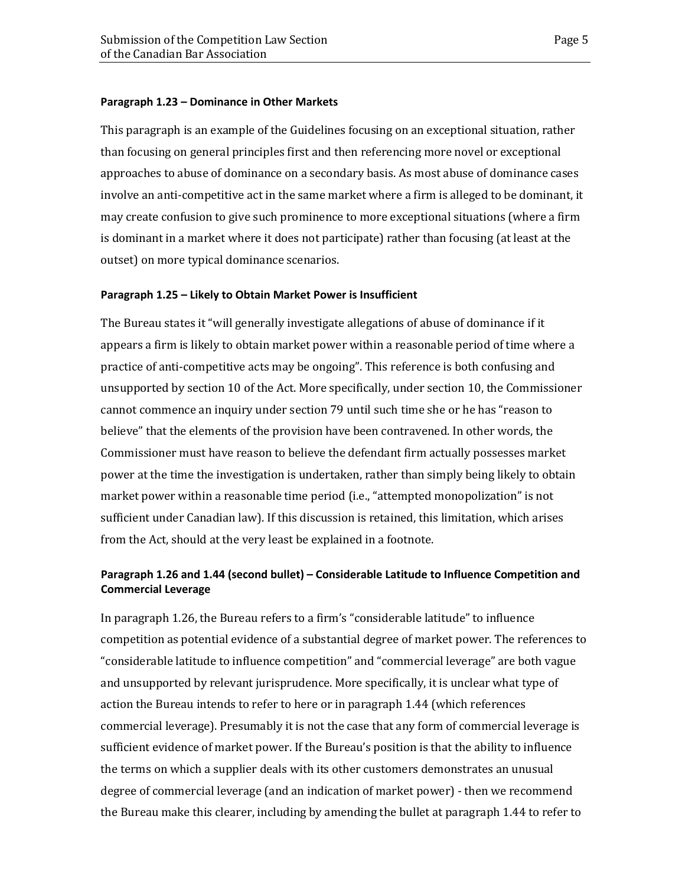#### Paragraph 1.23 – Dominance in Other Markets

This paragraph is an example of the Guidelines focusing on an exceptional situation, rather than focusing on general principles first and then referencing more novel or exceptional approaches to abuse of dominance on a secondary basis. As most abuse of dominance cases involve an anti-competitive act in the same market where a firm is alleged to be dominant, it may create confusion to give such prominence to more exceptional situations (where a firm is dominant in a market where it does not participate) rather than focusing (at least at the outset) on more typical dominance scenarios.

#### Paragraph 1.25 – Likely to Obtain Market Power is Insufficient

The Bureau states it "will generally investigate allegations of abuse of dominance if it appears a firm is likely to obtain market power within a reasonable period of time where a practice of anti-competitive acts may be ongoing". This reference is both confusing and unsupported by section 10 of the Act. More specifically, under section 10, the Commissioner cannot commence an inquiry under section 79 until such time she or he has "reason to believe" that the elements of the provision have been contravened. In other words, the Commissioner must have reason to believe the defendant firm actually possesses market power at the time the investigation is undertaken, rather than simply being likely to obtain market power within a reasonable time period (i.e., "attempted monopolization" is not sufficient under Canadian law). If this discussion is retained, this limitation, which arises from the Act, should at the very least be explained in a footnote.

#### Paragraph 1.26 and 1.44 (second bullet) – Considerable Latitude to Influence Competition and Commercial Leverage

In paragraph 1.26, the Bureau refers to a firm's "considerable latitude" to influence competition as potential evidence of a substantial degree of market power. The references to "considerable latitude to influence competition" and "commercial leverage" are both vague and unsupported by relevant jurisprudence. More specifically, it is unclear what type of action the Bureau intends to refer to here or in paragraph 1.44 (which references commercial leverage). Presumably it is not the case that any form of commercial leverage is sufficient evidence of market power. If the Bureau's position is that the ability to influence the terms on which a supplier deals with its other customers demonstrates an unusual degree of commercial leverage (and an indication of market power) - then we recommend the Bureau make this clearer, including by amending the bullet at paragraph 1.44 to refer to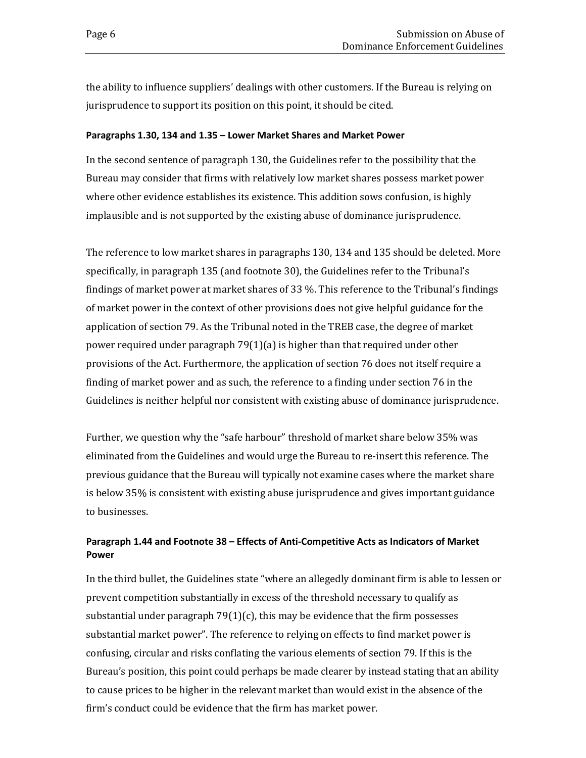the ability to influence suppliers' dealings with other customers. If the Bureau is relying on jurisprudence to support its position on this point, it should be cited.

#### Paragraphs 1.30, 134 and 1.35 – Lower Market Shares and Market Power

In the second sentence of paragraph 130, the Guidelines refer to the possibility that the Bureau may consider that firms with relatively low market shares possess market power where other evidence establishes its existence. This addition sows confusion, is highly implausible and is not supported by the existing abuse of dominance jurisprudence.

The reference to low market shares in paragraphs 130, 134 and 135 should be deleted. More specifically, in paragraph 135 (and footnote 30), the Guidelines refer to the Tribunal's findings of market power at market shares of 33 %. This reference to the Tribunal's findings of market power in the context of other provisions does not give helpful guidance for the application of section 79. As the Tribunal noted in the TREB case, the degree of market power required under paragraph 79(1)(a) is higher than that required under other provisions of the Act. Furthermore, the application of section 76 does not itself require a finding of market power and as such, the reference to a finding under section 76 in the Guidelines is neither helpful nor consistent with existing abuse of dominance jurisprudence.

Further, we question why the "safe harbour" threshold of market share below 35% was eliminated from the Guidelines and would urge the Bureau to re-insert this reference. The previous guidance that the Bureau will typically not examine cases where the market share is below 35% is consistent with existing abuse jurisprudence and gives important guidance to businesses.

#### Paragraph 1.44 and Footnote 38 – Effects of Anti-Competitive Acts as Indicators of Market Power

In the third bullet, the Guidelines state "where an allegedly dominant firm is able to lessen or prevent competition substantially in excess of the threshold necessary to qualify as substantial under paragraph 79(1)(c), this may be evidence that the firm possesses substantial market power". The reference to relying on effects to find market power is confusing, circular and risks conflating the various elements of section 79. If this is the Bureau's position, this point could perhaps be made clearer by instead stating that an ability to cause prices to be higher in the relevant market than would exist in the absence of the firm's conduct could be evidence that the firm has market power.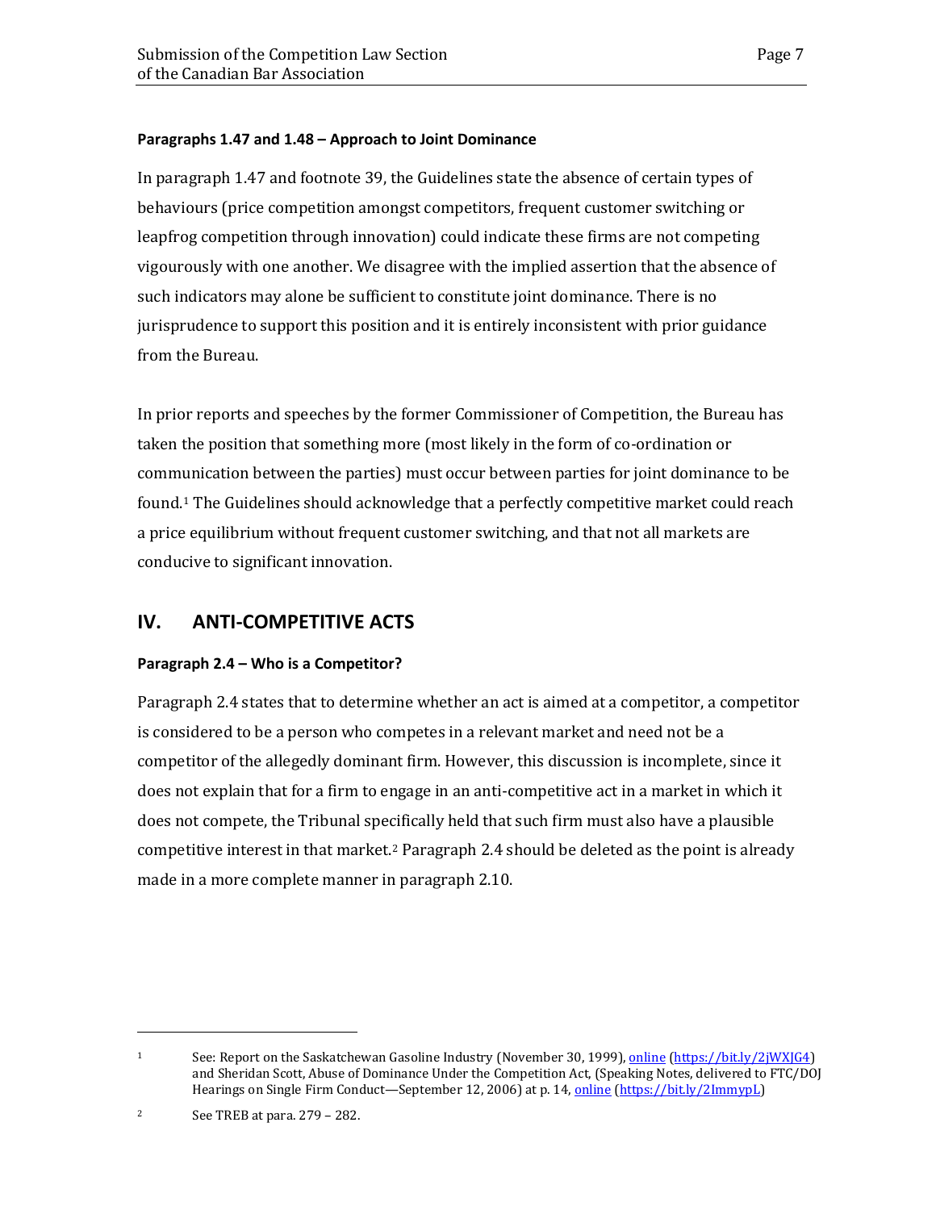**Paragraphs 1.47 and 1.48 – Approach to Joint Dominance**

In paragraph 1.47 and footnote 39, the Guidelines state the absence of certain types of behaviours (price competition amongst competitors, frequent customer switching or leapfrog competition through innovation) could indicate these firms are not competing vigourously with one another. We disagree with the implied assertion that the absence of such indicators may alone be sufficient to constitute joint dominance. There is no jurisprudence to support this position and it is entirely inconsistent with prior guidance from the Bureau.

In prior reports and speeches by the former Commissioner of Competition, the Bureau has taken the position that something more (most likely in the form of co-ordination or communication between the parties) must occur between parties for joint dominance to be found.[1] The Guidelines should acknowledge that a perfectly competitive market could reach a price equilibrium without frequent customer switching, and that not all markets are conducive to significant innovation.

## IV. ANTI-COMPETITIVE ACTS

**Paragraph 2.4 – Who is a Competitor?**

Paragraph 2.4 states that to determine whether an act is aimed at a competitor, a competitor is considered to be a person who competes in a relevant market and need not be a competitor of the allegedly dominant firm. However, this discussion is incomplete, since it does not explain that for a firm to engage in an anti-competitive act in a market in which it does not compete, the Tribunal specifically held that such firm must also have a plausible competitive interest in that market.[2] Paragraph 2.4 should be deleted as the point is already made in a more complete manner in paragraph 2.10.

---

[1] See: Report on the Saskatchewan Gasoline Industry (November 30, 1999), online (https://bit.ly/2jWXJG4) and Sheridan Scott, Abuse of Dominance Under the Competition Act, (Speaking Notes, delivered to FTC/DOJ Hearings on Single Firm Conduct—September 12, 2006) at p. 14, online (https://bit.ly/2ImmypL)

[2] See TREB at para. 279 – 282.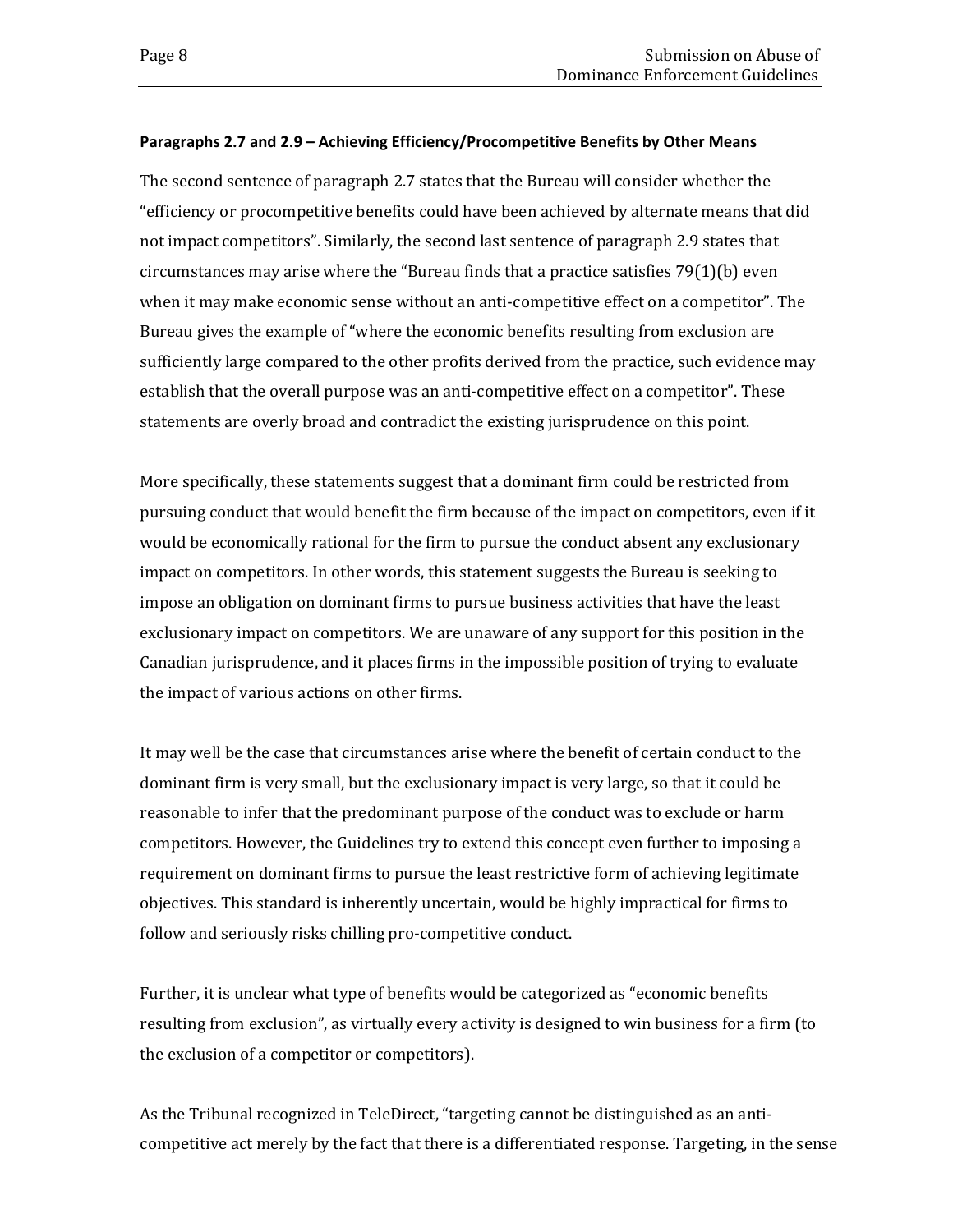**Paragraphs 2.7 and 2.9 – Achieving Efficiency/Procompetitive Benefits by Other Means**

The second sentence of paragraph 2.7 states that the Bureau will consider whether the "efficiency or procompetitive benefits could have been achieved by alternate means that did not impact competitors". Similarly, the second last sentence of paragraph 2.9 states that circumstances may arise where the "Bureau finds that a practice satisfies 79(1)(b) even when it may make economic sense without an anti-competitive effect on a competitor". The Bureau gives the example of "where the economic benefits resulting from exclusion are sufficiently large compared to the other profits derived from the practice, such evidence may establish that the overall purpose was an anti-competitive effect on a competitor". These statements are overly broad and contradict the existing jurisprudence on this point.

More specifically, these statements suggest that a dominant firm could be restricted from pursuing conduct that would benefit the firm because of the impact on competitors, even if it would be economically rational for the firm to pursue the conduct absent any exclusionary impact on competitors. In other words, this statement suggests the Bureau is seeking to impose an obligation on dominant firms to pursue business activities that have the least exclusionary impact on competitors. We are unaware of any support for this position in the Canadian jurisprudence, and it places firms in the impossible position of trying to evaluate the impact of various actions on other firms.

It may well be the case that circumstances arise where the benefit of certain conduct to the dominant firm is very small, but the exclusionary impact is very large, so that it could be reasonable to infer that the predominant purpose of the conduct was to exclude or harm competitors. However, the Guidelines try to extend this concept even further to imposing a requirement on dominant firms to pursue the least restrictive form of achieving legitimate objectives. This standard is inherently uncertain, would be highly impractical for firms to follow and seriously risks chilling pro-competitive conduct.

Further, it is unclear what type of benefits would be categorized as "economic benefits resulting from exclusion", as virtually every activity is designed to win business for a firm (to the exclusion of a competitor or competitors).

As the Tribunal recognized in TeleDirect, "targeting cannot be distinguished as an anti-competitive act merely by the fact that there is a differentiated response. Targeting, in the sense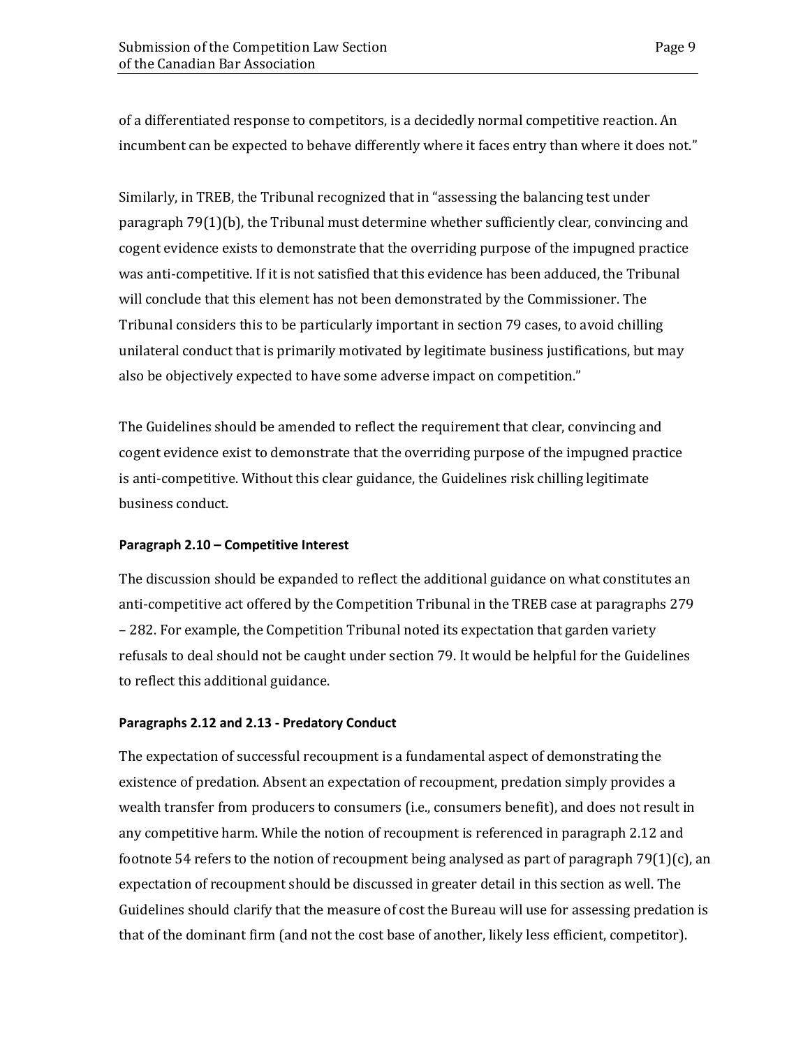of a differentiated response to competitors, is a decidedly normal competitive reaction. An incumbent can be expected to behave differently where it faces entry than where it does not."

Similarly, in TREB, the Tribunal recognized that in "assessing the balancing test under paragraph 79(1)(b), the Tribunal must determine whether sufficiently clear, convincing and cogent evidence exists to demonstrate that the overriding purpose of the impugned practice was anti-competitive. If it is not satisfied that this evidence has been adduced, the Tribunal will conclude that this element has not been demonstrated by the Commissioner. The Tribunal considers this to be particularly important in section 79 cases, to avoid chilling unilateral conduct that is primarily motivated by legitimate business justifications, but may also be objectively expected to have some adverse impact on competition."

The Guidelines should be amended to reflect the requirement that clear, convincing and cogent evidence exist to demonstrate that the overriding purpose of the impugned practice is anti-competitive. Without this clear guidance, the Guidelines risk chilling legitimate business conduct.

#### Paragraph 2.10 – Competitive Interest

The discussion should be expanded to reflect the additional guidance on what constitutes an anti-competitive act offered by the Competition Tribunal in the TREB case at paragraphs 279 – 282. For example, the Competition Tribunal noted its expectation that garden variety refusals to deal should not be caught under section 79. It would be helpful for the Guidelines to reflect this additional guidance.

#### Paragraphs 2.12 and 2.13 - Predatory Conduct

The expectation of successful recoupment is a fundamental aspect of demonstrating the existence of predation. Absent an expectation of recoupment, predation simply provides a wealth transfer from producers to consumers (i.e., consumers benefit), and does not result in any competitive harm. While the notion of recoupment is referenced in paragraph 2.12 and footnote 54 refers to the notion of recoupment being analysed as part of paragraph 79(1)(c), an expectation of recoupment should be discussed in greater detail in this section as well. The Guidelines should clarify that the measure of cost the Bureau will use for assessing predation is that of the dominant firm (and not the cost base of another, likely less efficient, competitor).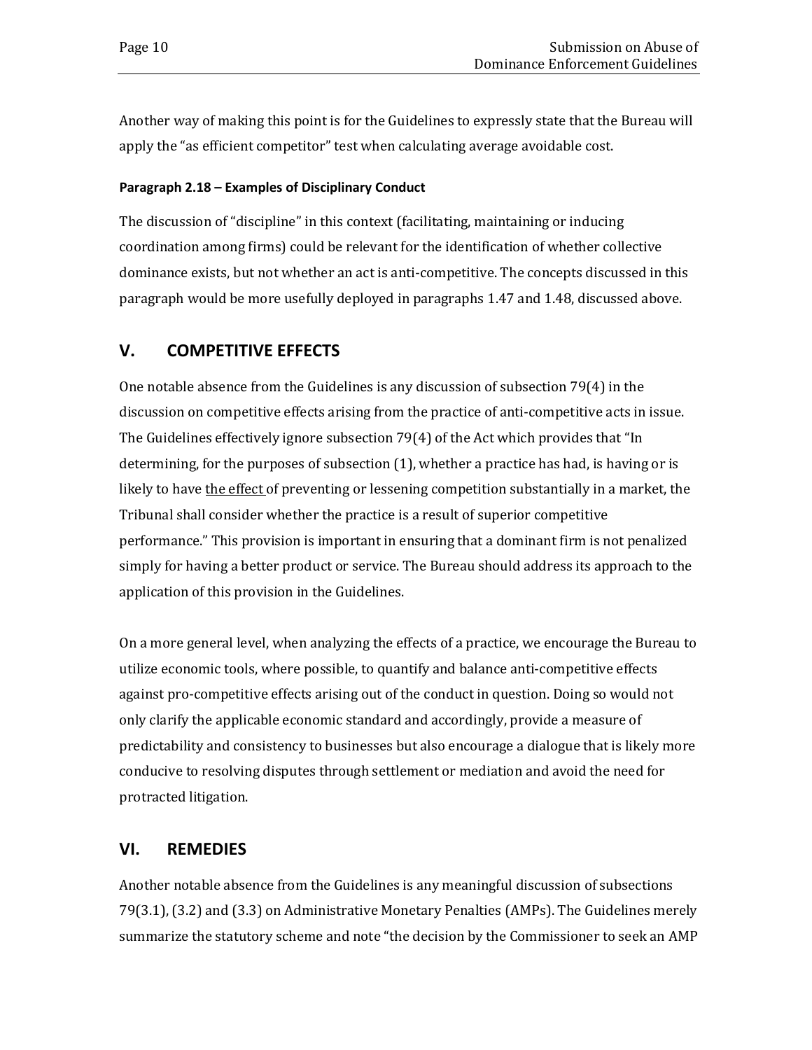Another way of making this point is for the Guidelines to expressly state that the Bureau will apply the "as efficient competitor" test when calculating average avoidable cost.

#### Paragraph 2.18 – Examples of Disciplinary Conduct

The discussion of "discipline" in this context (facilitating, maintaining or inducing coordination among firms) could be relevant for the identification of whether collective dominance exists, but not whether an act is anti-competitive. The concepts discussed in this paragraph would be more usefully deployed in paragraphs 1.47 and 1.48, discussed above.

## V. COMPETITIVE EFFECTS

One notable absence from the Guidelines is any discussion of subsection 79(4) in the discussion on competitive effects arising from the practice of anti-competitive acts in issue. The Guidelines effectively ignore subsection 79(4) of the Act which provides that "In determining, for the purposes of subsection (1), whether a practice has had, is having or is likely to have <u>the effect</u> of preventing or lessening competition substantially in a market, the Tribunal shall consider whether the practice is a result of superior competitive performance." This provision is important in ensuring that a dominant firm is not penalized simply for having a better product or service. The Bureau should address its approach to the application of this provision in the Guidelines.

On a more general level, when analyzing the effects of a practice, we encourage the Bureau to utilize economic tools, where possible, to quantify and balance anti-competitive effects against pro-competitive effects arising out of the conduct in question. Doing so would not only clarify the applicable economic standard and accordingly, provide a measure of predictability and consistency to businesses but also encourage a dialogue that is likely more conducive to resolving disputes through settlement or mediation and avoid the need for protracted litigation.

## VI. REMEDIES

Another notable absence from the Guidelines is any meaningful discussion of subsections 79(3.1), (3.2) and (3.3) on Administrative Monetary Penalties (AMPs). The Guidelines merely summarize the statutory scheme and note "the decision by the Commissioner to seek an AMP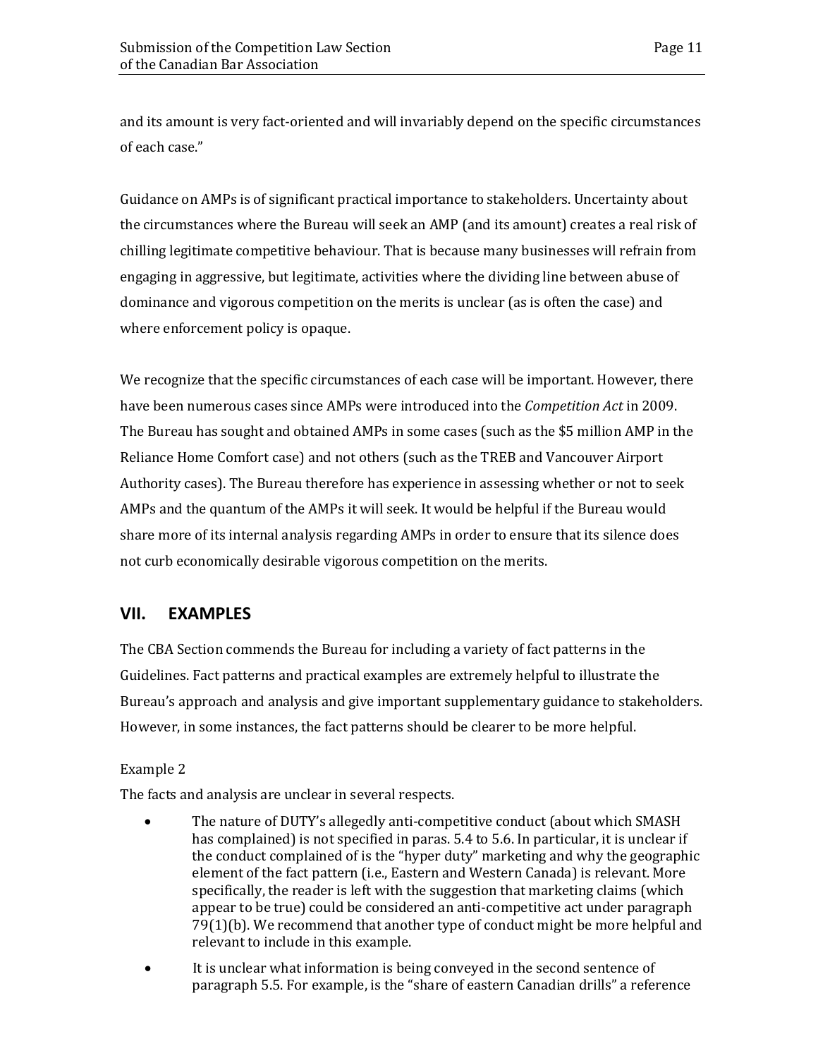and its amount is very fact-oriented and will invariably depend on the specific circumstances of each case."

Guidance on AMPs is of significant practical importance to stakeholders. Uncertainty about the circumstances where the Bureau will seek an AMP (and its amount) creates a real risk of chilling legitimate competitive behaviour. That is because many businesses will refrain from engaging in aggressive, but legitimate, activities where the dividing line between abuse of dominance and vigorous competition on the merits is unclear (as is often the case) and where enforcement policy is opaque.

We recognize that the specific circumstances of each case will be important. However, there have been numerous cases since AMPs were introduced into the *Competition Act* in 2009. The Bureau has sought and obtained AMPs in some cases (such as the $5 million AMP in the Reliance Home Comfort case) and not others (such as the TREB and Vancouver Airport Authority cases). The Bureau therefore has experience in assessing whether or not to seek AMPs and the quantum of the AMPs it will seek. It would be helpful if the Bureau would share more of its internal analysis regarding AMPs in order to ensure that its silence does not curb economically desirable vigorous competition on the merits.

## VII. EXAMPLES

The CBA Section commends the Bureau for including a variety of fact patterns in the Guidelines. Fact patterns and practical examples are extremely helpful to illustrate the Bureau's approach and analysis and give important supplementary guidance to stakeholders. However, in some instances, the fact patterns should be clearer to be more helpful.

Example 2

The facts and analysis are unclear in several respects.

- The nature of DUTY's allegedly anti-competitive conduct (about which SMASH has complained) is not specified in paras. 5.4 to 5.6. In particular, it is unclear if the conduct complained of is the "hyper duty" marketing and why the geographic element of the fact pattern (i.e., Eastern and Western Canada) is relevant. More specifically, the reader is left with the suggestion that marketing claims (which appear to be true) could be considered an anti-competitive act under paragraph 79(1)(b). We recommend that another type of conduct might be more helpful and relevant to include in this example.
- It is unclear what information is being conveyed in the second sentence of paragraph 5.5. For example, is the "share of eastern Canadian drills" a reference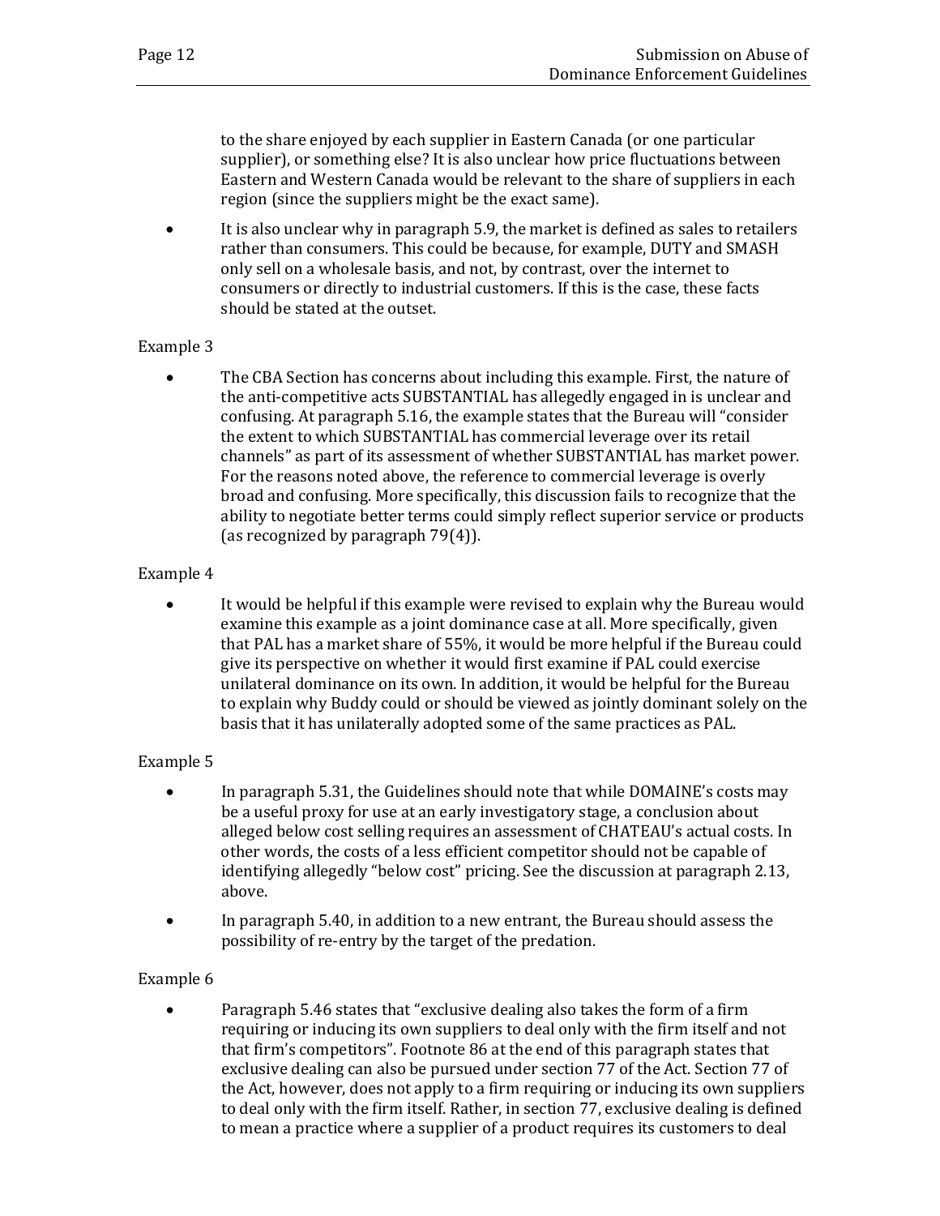to the share enjoyed by each supplier in Eastern Canada (or one particular supplier), or something else? It is also unclear how price fluctuations between Eastern and Western Canada would be relevant to the share of suppliers in each region (since the suppliers might be the exact same).

- It is also unclear why in paragraph 5.9, the market is defined as sales to retailers rather than consumers. This could be because, for example, DUTY and SMASH only sell on a wholesale basis, and not, by contrast, over the internet to consumers or directly to industrial customers. If this is the case, these facts should be stated at the outset.

Example 3

- The CBA Section has concerns about including this example. First, the nature of the anti-competitive acts SUBSTANTIAL has allegedly engaged in is unclear and confusing. At paragraph 5.16, the example states that the Bureau will "consider the extent to which SUBSTANTIAL has commercial leverage over its retail channels" as part of its assessment of whether SUBSTANTIAL has market power. For the reasons noted above, the reference to commercial leverage is overly broad and confusing. More specifically, this discussion fails to recognize that the ability to negotiate better terms could simply reflect superior service or products (as recognized by paragraph 79(4)).

Example 4

- It would be helpful if this example were revised to explain why the Bureau would examine this example as a joint dominance case at all. More specifically, given that PAL has a market share of 55%, it would be more helpful if the Bureau could give its perspective on whether it would first examine if PAL could exercise unilateral dominance on its own. In addition, it would be helpful for the Bureau to explain why Buddy could or should be viewed as jointly dominant solely on the basis that it has unilaterally adopted some of the same practices as PAL.

Example 5

- In paragraph 5.31, the Guidelines should note that while DOMAINE's costs may be a useful proxy for use at an early investigatory stage, a conclusion about alleged below cost selling requires an assessment of CHATEAU's actual costs. In other words, the costs of a less efficient competitor should not be capable of identifying allegedly "below cost" pricing. See the discussion at paragraph 2.13, above.
- In paragraph 5.40, in addition to a new entrant, the Bureau should assess the possibility of re-entry by the target of the predation.

Example 6

- Paragraph 5.46 states that "exclusive dealing also takes the form of a firm requiring or inducing its own suppliers to deal only with the firm itself and not that firm's competitors". Footnote 86 at the end of this paragraph states that exclusive dealing can also be pursued under section 77 of the Act. Section 77 of the Act, however, does not apply to a firm requiring or inducing its own suppliers to deal only with the firm itself. Rather, in section 77, exclusive dealing is defined to mean a practice where a supplier of a product requires its customers to deal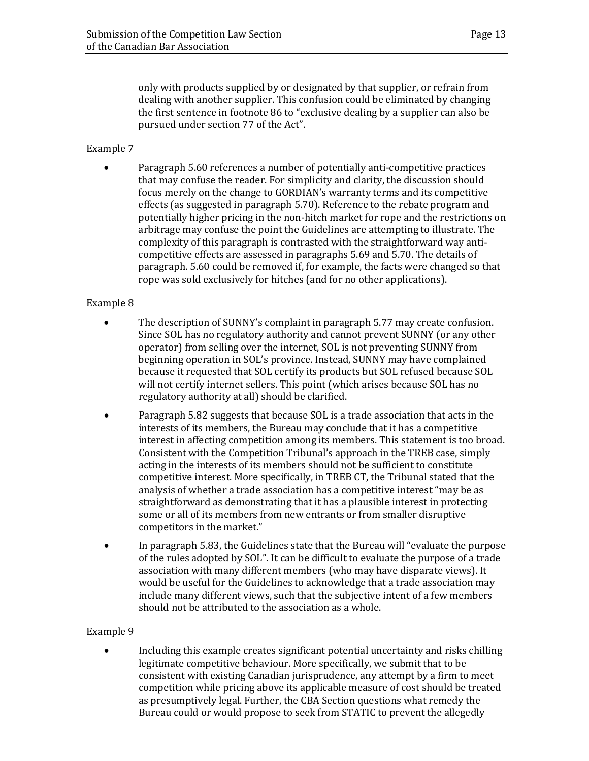only with products supplied by or designated by that supplier, or refrain from dealing with another supplier. This confusion could be eliminated by changing the first sentence in footnote 86 to "exclusive dealing <u>by a supplier</u> can also be pursued under section 77 of the Act".

Example 7

- Paragraph 5.60 references a number of potentially anti-competitive practices that may confuse the reader. For simplicity and clarity, the discussion should focus merely on the change to GORDIAN's warranty terms and its competitive effects (as suggested in paragraph 5.70). Reference to the rebate program and potentially higher pricing in the non-hitch market for rope and the restrictions on arbitrage may confuse the point the Guidelines are attempting to illustrate. The complexity of this paragraph is contrasted with the straightforward way anti-competitive effects are assessed in paragraphs 5.69 and 5.70. The details of paragraph. 5.60 could be removed if, for example, the facts were changed so that rope was sold exclusively for hitches (and for no other applications).

Example 8

- The description of SUNNY's complaint in paragraph 5.77 may create confusion. Since SOL has no regulatory authority and cannot prevent SUNNY (or any other operator) from selling over the internet, SOL is not preventing SUNNY from beginning operation in SOL's province. Instead, SUNNY may have complained because it requested that SOL certify its products but SOL refused because SOL will not certify internet sellers. This point (which arises because SOL has no regulatory authority at all) should be clarified.
- Paragraph 5.82 suggests that because SOL is a trade association that acts in the interests of its members, the Bureau may conclude that it has a competitive interest in affecting competition among its members. This statement is too broad. Consistent with the Competition Tribunal's approach in the TREB case, simply acting in the interests of its members should not be sufficient to constitute competitive interest. More specifically, in TREB CT, the Tribunal stated that the analysis of whether a trade association has a competitive interest "may be as straightforward as demonstrating that it has a plausible interest in protecting some or all of its members from new entrants or from smaller disruptive competitors in the market."
- In paragraph 5.83, the Guidelines state that the Bureau will "evaluate the purpose of the rules adopted by SOL". It can be difficult to evaluate the purpose of a trade association with many different members (who may have disparate views). It would be useful for the Guidelines to acknowledge that a trade association may include many different views, such that the subjective intent of a few members should not be attributed to the association as a whole.

Example 9

- Including this example creates significant potential uncertainty and risks chilling legitimate competitive behaviour. More specifically, we submit that to be consistent with existing Canadian jurisprudence, any attempt by a firm to meet competition while pricing above its applicable measure of cost should be treated as presumptively legal. Further, the CBA Section questions what remedy the Bureau could or would propose to seek from STATIC to prevent the allegedly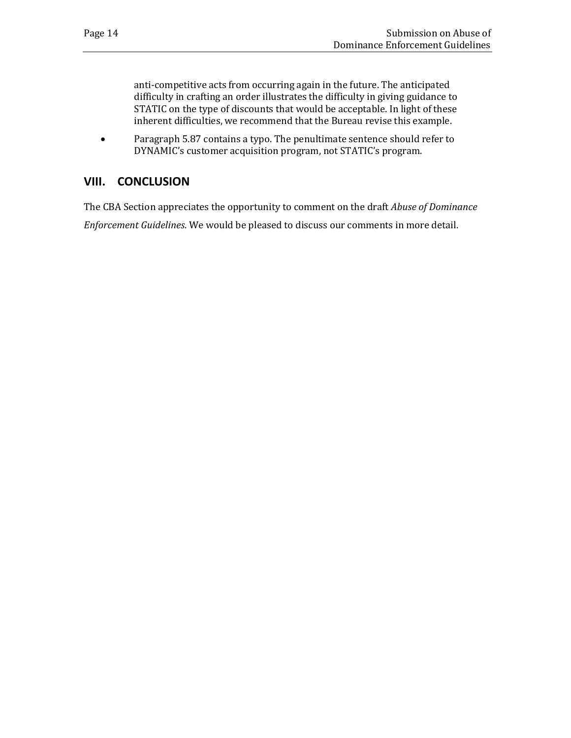anti-competitive acts from occurring again in the future. The anticipated difficulty in crafting an order illustrates the difficulty in giving guidance to STATIC on the type of discounts that would be acceptable. In light of these inherent difficulties, we recommend that the Bureau revise this example.

- Paragraph 5.87 contains a typo. The penultimate sentence should refer to DYNAMIC's customer acquisition program, not STATIC's program.

## VIII. CONCLUSION

The CBA Section appreciates the opportunity to comment on the draft *Abuse of Dominance Enforcement Guidelines*. We would be pleased to discuss our comments in more detail.